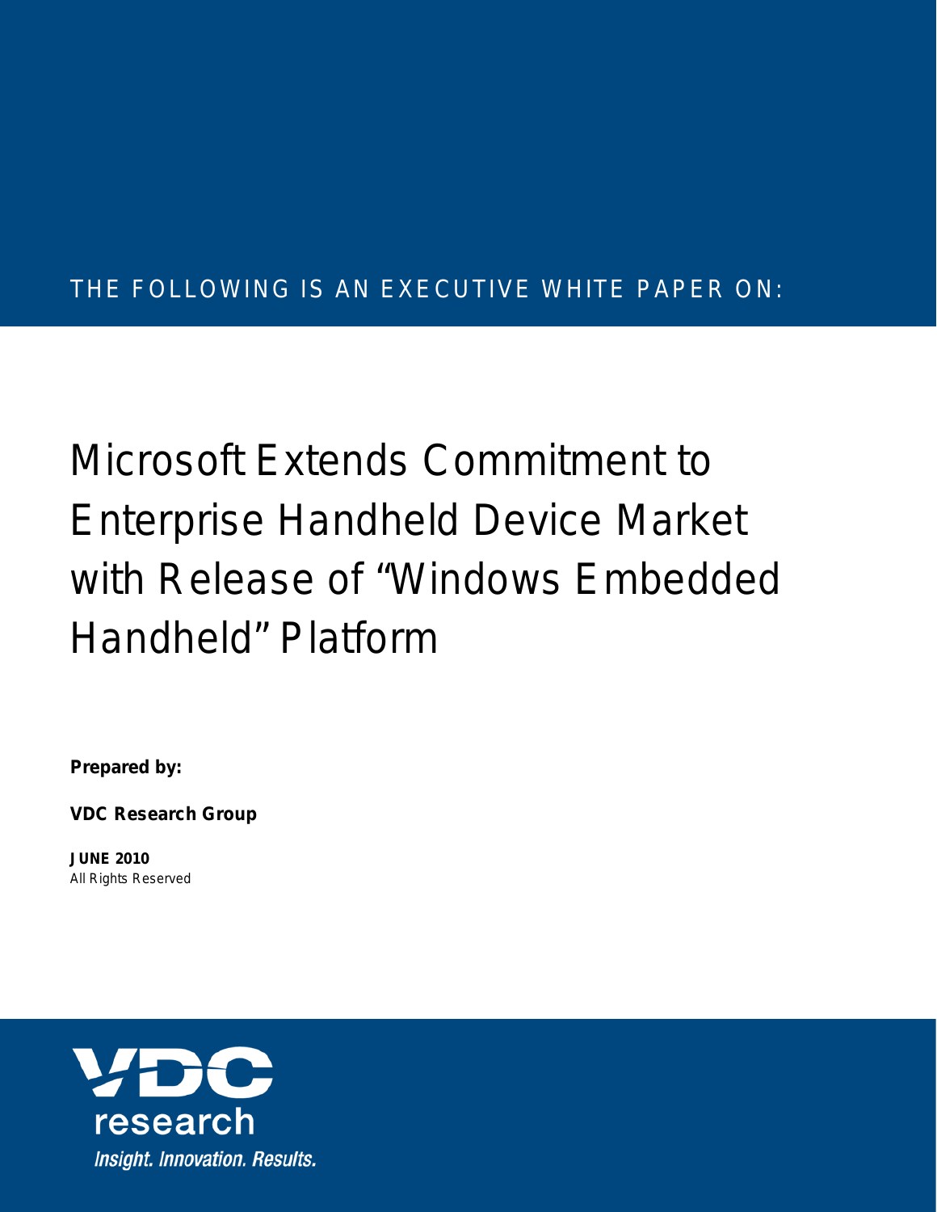THE FOLLOWING IS AN EXECUTIVE WHITE PAPER ON:

# Microsoft Extends Commitment to Enterprise Handheld Device Market with Release of "Windows Embedded Handheld" Platform

**Prepared by:**

**VDC Research Group**

**JUNE 2010**
All Rights Reserved

VDC research

*Insight. Innovation. Results.*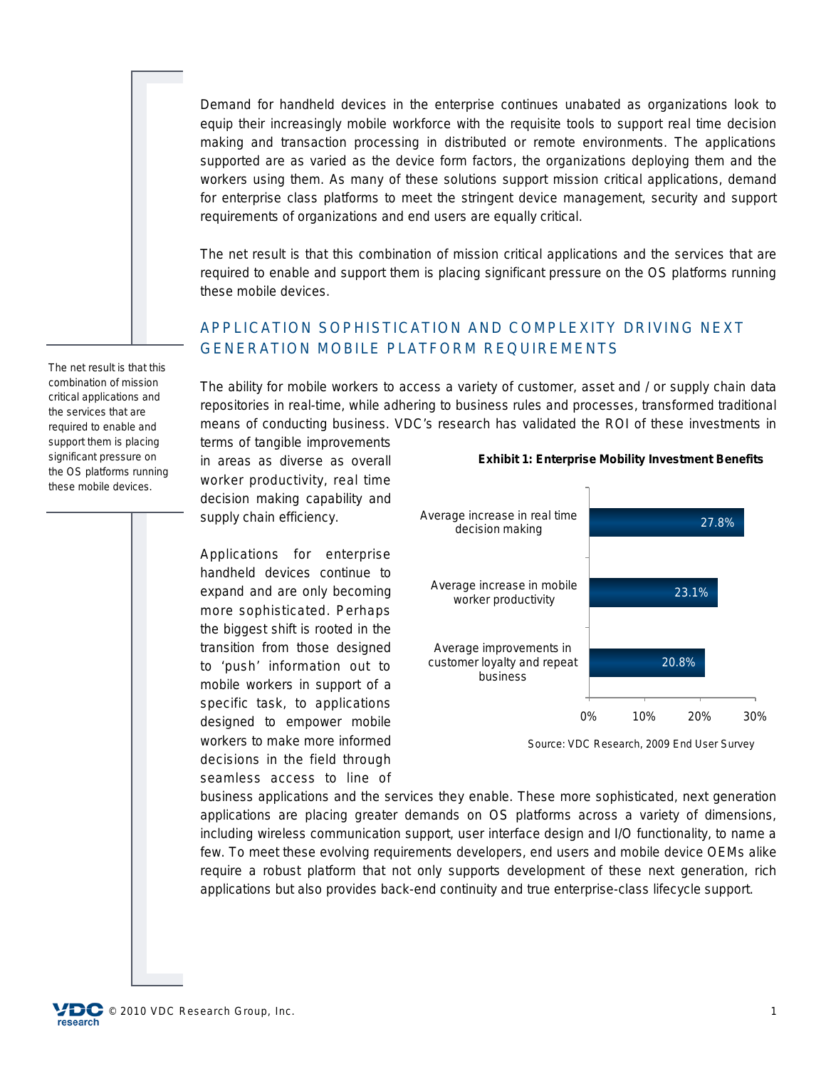Demand for handheld devices in the enterprise continues unabated as organizations look to equip their increasingly mobile workforce with the requisite tools to support real time decision making and transaction processing in distributed or remote environments. The applications supported are as varied as the device form factors, the organizations deploying them and the workers using them. As many of these solutions support mission critical applications, demand for enterprise class platforms to meet the stringent device management, security and support requirements of organizations and end users are equally critical.

The net result is that this combination of mission critical applications and the services that are required to enable and support them is placing significant pressure on the OS platforms running these mobile devices.

> The net result is that this combination of mission critical applications and the services that are required to enable and support them is placing significant pressure on the OS platforms running these mobile devices.

## APPLICATION SOPHISTICATION AND COMPLEXITY DRIVING NEXT GENERATION MOBILE PLATFORM REQUIREMENTS

The ability for mobile workers to access a variety of customer, asset and / or supply chain data repositories in real-time, while adhering to business rules and processes, transformed traditional means of conducting business. VDC's research has validated the ROI of these investments in terms of tangible improvements in areas as diverse as overall worker productivity, real time decision making capability and supply chain efficiency.

**Exhibit 1: Enterprise Mobility Investment Benefits**

| Benefit | Value |
| --- | --- |
| Average increase in real time decision making | 27.8% |
| Average increase in mobile worker productivity | 23.1% |
| Average improvements in customer loyalty and repeat business | 20.8% |

Source: VDC Research, 2009 End User Survey

Applications for enterprise handheld devices continue to expand and are only becoming more sophisticated. Perhaps the biggest shift is rooted in the transition from those designed to 'push' information out to mobile workers in support of a specific task, to applications designed to empower mobile workers to make more informed decisions in the field through seamless access to line of business applications and the services they enable. These more sophisticated, next generation applications are placing greater demands on OS platforms across a variety of dimensions, including wireless communication support, user interface design and I/O functionality, to name a few. To meet these evolving requirements developers, end users and mobile device OEMs alike require a robust platform that not only supports development of these next generation, rich applications but also provides back-end continuity and true enterprise-class lifecycle support.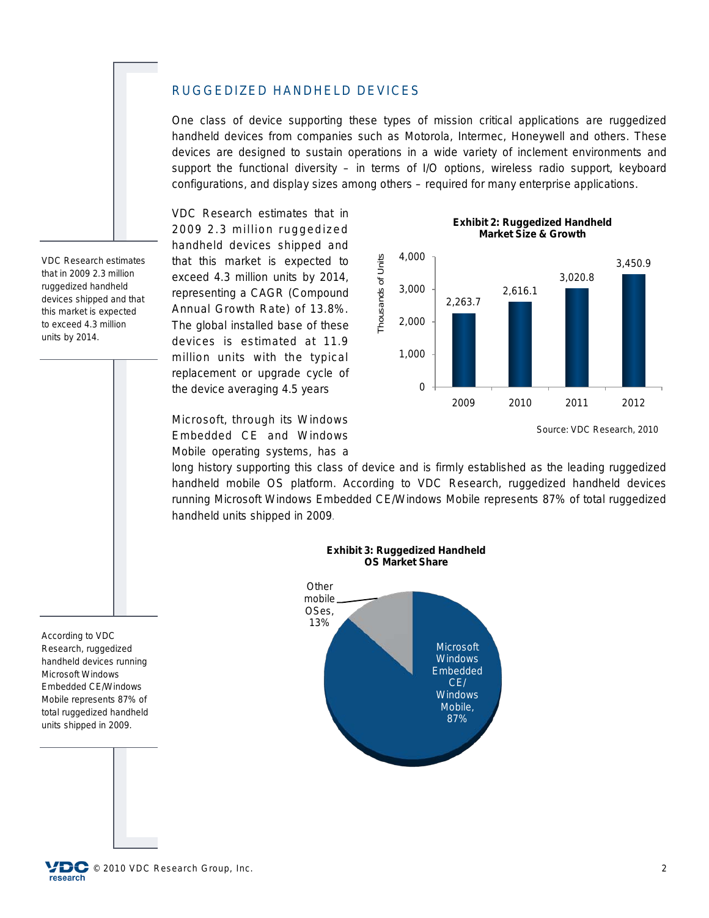## RUGGEDIZED HANDHELD DEVICES

One class of device supporting these types of mission critical applications are ruggedized handheld devices from companies such as Motorola, Intermec, Honeywell and others. These devices are designed to sustain operations in a wide variety of inclement environments and support the functional diversity – in terms of I/O options, wireless radio support, keyboard configurations, and display sizes among others – required for many enterprise applications.

VDC Research estimates that in 2009 2.3 million ruggedized handheld devices shipped and that this market is expected to exceed 4.3 million units by 2014.

VDC Research estimates that in 2009 2.3 million ruggedized handheld devices shipped and that this market is expected to exceed 4.3 million units by 2014, representing a CAGR (Compound Annual Growth Rate) of 13.8%. The global installed base of these devices is estimated at 11.9 million units with the typical replacement or upgrade cycle of the device averaging 4.5 years

**Exhibit 2: Ruggedized Handheld Market Size & Growth**

| Year | Thousands of Units |
|---|---|
| 2009 | 2,263.7 |
| 2010 | 2,616.1 |
| 2011 | 3,020.8 |
| 2012 | 3,450.9 |

Source: VDC Research, 2010

Microsoft, through its Windows Embedded CE and Windows Mobile operating systems, has a long history supporting this class of device and is firmly established as the leading ruggedized handheld mobile OS platform. According to VDC Research, ruggedized handheld devices running Microsoft Windows Embedded CE/Windows Mobile represents 87% of total ruggedized handheld units shipped in 2009.

According to VDC Research, ruggedized handheld devices running Microsoft Windows Embedded CE/Windows Mobile represents 87% of total ruggedized handheld units shipped in 2009.

**Exhibit 3: Ruggedized Handheld OS Market Share**

| OS | Share |
|---|---|
| Microsoft Windows Embedded CE/ Windows Mobile | 87% |
| Other mobile OSes | 13% |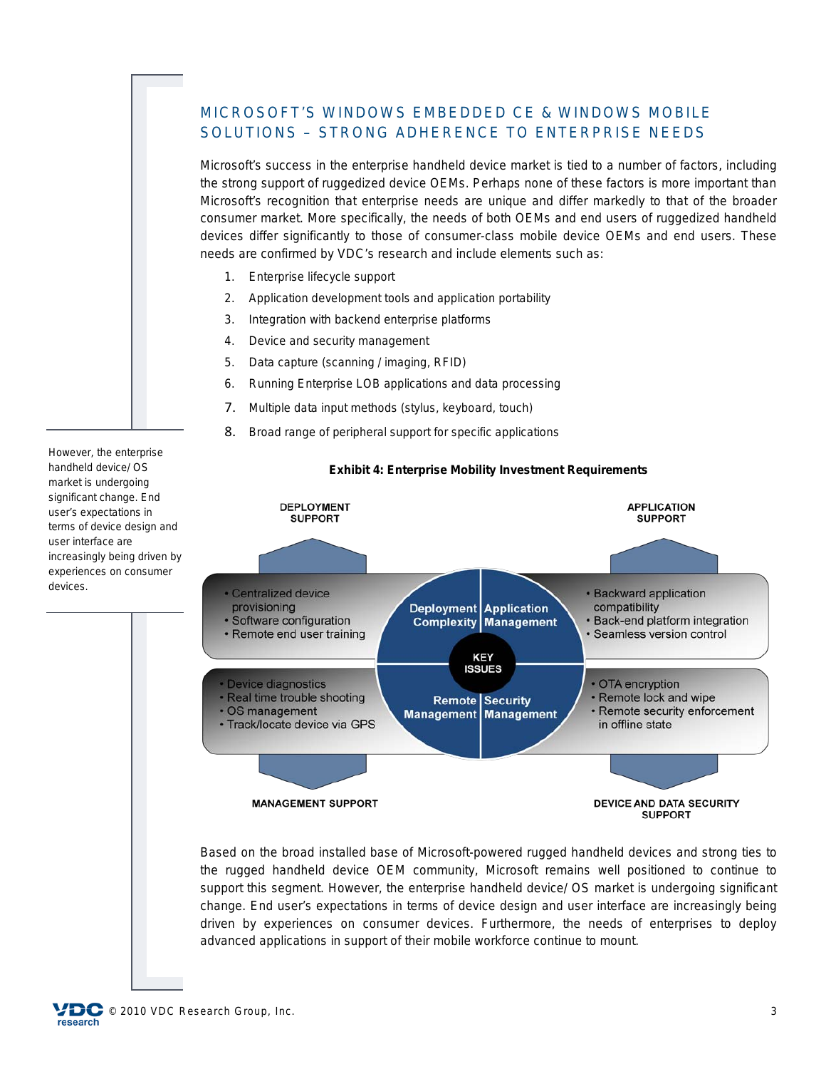## MICROSOFT'S WINDOWS EMBEDDED CE & WINDOWS MOBILE SOLUTIONS – STRONG ADHERENCE TO ENTERPRISE NEEDS

Microsoft's success in the enterprise handheld device market is tied to a number of factors, including the strong support of ruggedized device OEMs. Perhaps none of these factors is more important than Microsoft's recognition that enterprise needs are unique and differ markedly to that of the broader consumer market. More specifically, the needs of both OEMs and end users of ruggedized handheld devices differ significantly to those of consumer-class mobile device OEMs and end users. These needs are confirmed by VDC's research and include elements such as:

1. Enterprise lifecycle support
2. Application development tools and application portability
3. Integration with backend enterprise platforms
4. Device and security management
5. Data capture (scanning / imaging, RFID)
6. Running Enterprise LOB applications and data processing
7. Multiple data input methods (stylus, keyboard, touch)
8. Broad range of peripheral support for specific applications

However, the enterprise handheld device/OS market is undergoing significant change. End user's expectations in terms of device design and user interface are increasingly being driven by experiences on consumer devices.

**Exhibit 4: Enterprise Mobility Investment Requirements**

| Support Area | Key Issue | Elements |
|---|---|---|
| DEPLOYMENT SUPPORT | Deployment Complexity | • Centralized device provisioning<br>• Software configuration<br>• Remote end user training |
| APPLICATION SUPPORT | Application Management | • Backward application compatibility<br>• Back-end platform integration<br>• Seamless version control |
| MANAGEMENT SUPPORT | Remote Management | • Device diagnostics<br>• Real time trouble shooting<br>• OS management<br>• Track/locate device via GPS |
| DEVICE AND DATA SECURITY SUPPORT | Security Management | • OTA encryption<br>• Remote lock and wipe<br>• Remote security enforcement in offline state |

Based on the broad installed base of Microsoft-powered rugged handheld devices and strong ties to the rugged handheld device OEM community, Microsoft remains well positioned to continue to support this segment. However, the enterprise handheld device/OS market is undergoing significant change. End user's expectations in terms of device design and user interface are increasingly being driven by experiences on consumer devices. Furthermore, the needs of enterprises to deploy advanced applications in support of their mobile workforce continue to mount.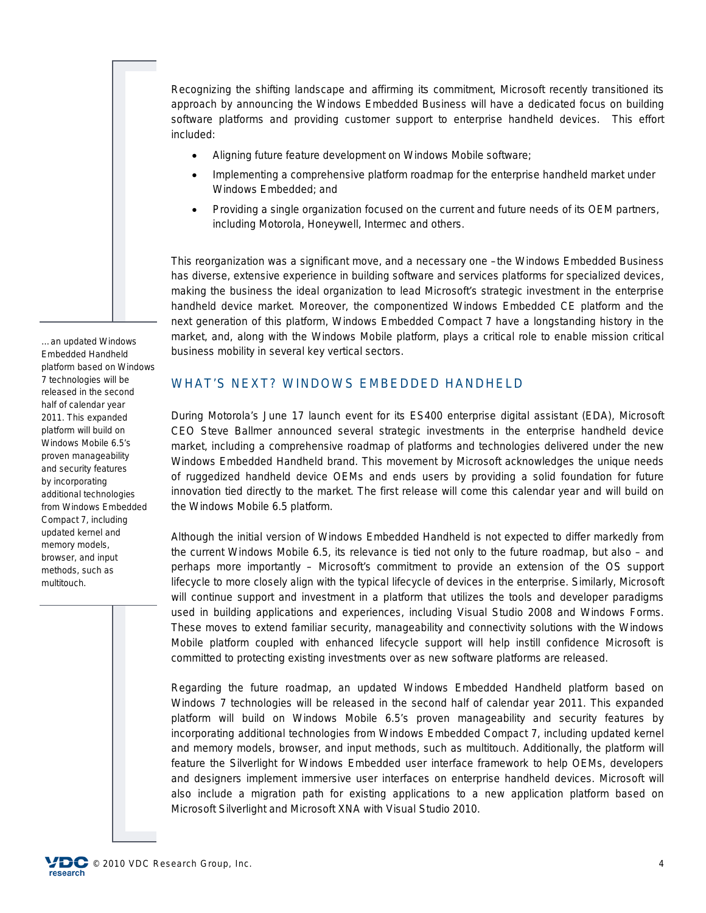Recognizing the shifting landscape and affirming its commitment, Microsoft recently transitioned its approach by announcing the Windows Embedded Business will have a dedicated focus on building software platforms and providing customer support to enterprise handheld devices. This effort included:

- Aligning future feature development on Windows Mobile software;
- Implementing a comprehensive platform roadmap for the enterprise handheld market under Windows Embedded; and
- Providing a single organization focused on the current and future needs of its OEM partners, including Motorola, Honeywell, Intermec and others.

This reorganization was a significant move, and a necessary one –the Windows Embedded Business has diverse, extensive experience in building software and services platforms for specialized devices, making the business the ideal organization to lead Microsoft's strategic investment in the enterprise handheld device market. Moreover, the componentized Windows Embedded CE platform and the next generation of this platform, Windows Embedded Compact 7 have a longstanding history in the market, and, along with the Windows Mobile platform, plays a critical role to enable mission critical business mobility in several key vertical sectors.

*…an updated Windows Embedded Handheld platform based on Windows 7 technologies will be released in the second half of calendar year 2011. This expanded platform will build on Windows Mobile 6.5's proven manageability and security features by incorporating additional technologies from Windows Embedded Compact 7, including updated kernel and memory models, browser, and input methods, such as multitouch.*

## WHAT'S NEXT? WINDOWS EMBEDDED HANDHELD

During Motorola's June 17 launch event for its ES400 enterprise digital assistant (EDA), Microsoft CEO Steve Ballmer announced several strategic investments in the enterprise handheld device market, including a comprehensive roadmap of platforms and technologies delivered under the new Windows Embedded Handheld brand. This movement by Microsoft acknowledges the unique needs of ruggedized handheld device OEMs and ends users by providing a solid foundation for future innovation tied directly to the market. The first release will come this calendar year and will build on the Windows Mobile 6.5 platform.

Although the initial version of Windows Embedded Handheld is not expected to differ markedly from the current Windows Mobile 6.5, its relevance is tied not only to the future roadmap, but also – and perhaps more importantly – Microsoft's commitment to provide an extension of the OS support lifecycle to more closely align with the typical lifecycle of devices in the enterprise. Similarly, Microsoft will continue support and investment in a platform that utilizes the tools and developer paradigms used in building applications and experiences, including Visual Studio 2008 and Windows Forms. These moves to extend familiar security, manageability and connectivity solutions with the Windows Mobile platform coupled with enhanced lifecycle support will help instill confidence Microsoft is committed to protecting existing investments over as new software platforms are released.

Regarding the future roadmap, an updated Windows Embedded Handheld platform based on Windows 7 technologies will be released in the second half of calendar year 2011. This expanded platform will build on Windows Mobile 6.5's proven manageability and security features by incorporating additional technologies from Windows Embedded Compact 7, including updated kernel and memory models, browser, and input methods, such as multitouch. Additionally, the platform will feature the Silverlight for Windows Embedded user interface framework to help OEMs, developers and designers implement immersive user interfaces on enterprise handheld devices. Microsoft will also include a migration path for existing applications to a new application platform based on Microsoft Silverlight and Microsoft XNA with Visual Studio 2010.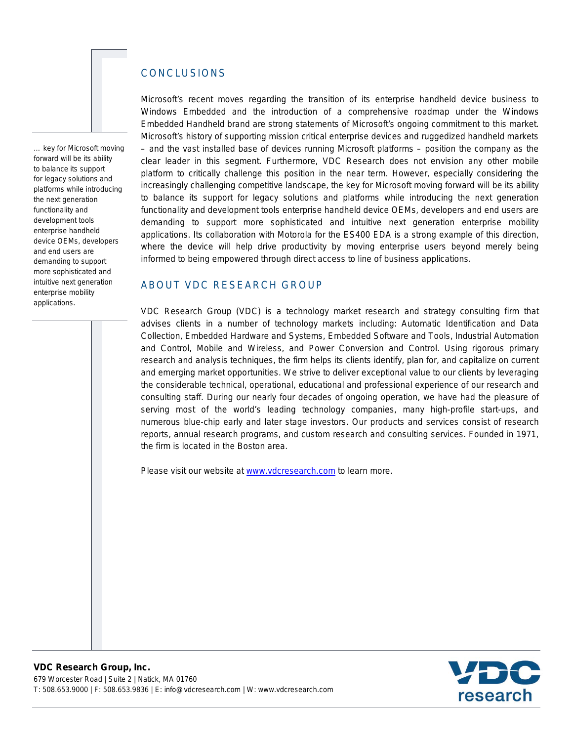## CONCLUSIONS

*... key for Microsoft moving forward will be its ability to balance its support for legacy solutions and platforms while introducing the next generation functionality and development tools enterprise handheld device OEMs, developers and end users are demanding to support more sophisticated and intuitive next generation enterprise mobility applications.*

Microsoft's recent moves regarding the transition of its enterprise handheld device business to Windows Embedded and the introduction of a comprehensive roadmap under the Windows Embedded Handheld brand are strong statements of Microsoft's ongoing commitment to this market. Microsoft's history of supporting mission critical enterprise devices and ruggedized handheld markets – and the vast installed base of devices running Microsoft platforms – position the company as the clear leader in this segment. Furthermore, VDC Research does not envision any other mobile platform to critically challenge this position in the near term. However, especially considering the increasingly challenging competitive landscape, the key for Microsoft moving forward will be its ability to balance its support for legacy solutions and platforms while introducing the next generation functionality and development tools enterprise handheld device OEMs, developers and end users are demanding to support more sophisticated and intuitive next generation enterprise mobility applications. Its collaboration with Motorola for the ES400 EDA is a strong example of this direction, where the device will help drive productivity by moving enterprise users beyond merely being informed to being empowered through direct access to line of business applications.

## ABOUT VDC RESEARCH GROUP

VDC Research Group (VDC) is a technology market research and strategy consulting firm that advises clients in a number of technology markets including: Automatic Identification and Data Collection, Embedded Hardware and Systems, Embedded Software and Tools, Industrial Automation and Control, Mobile and Wireless, and Power Conversion and Control. Using rigorous primary research and analysis techniques, the firm helps its clients identify, plan for, and capitalize on current and emerging market opportunities. We strive to deliver exceptional value to our clients by leveraging the considerable technical, operational, educational and professional experience of our research and consulting staff. During our nearly four decades of ongoing operation, we have had the pleasure of serving most of the world's leading technology companies, many high-profile start-ups, and numerous blue-chip early and later stage investors. Our products and services consist of research reports, annual research programs, and custom research and consulting services. Founded in 1971, the firm is located in the Boston area.

Please visit our website at www.vdcresearch.com to learn more.

**VDC Research Group, Inc.**
679 Worcester Road | Suite 2 | Natick, MA 01760
T: 508.653.9000 | F: 508.653.9836 | E: info@vdcresearch.com | W: www.vdcresearch.com